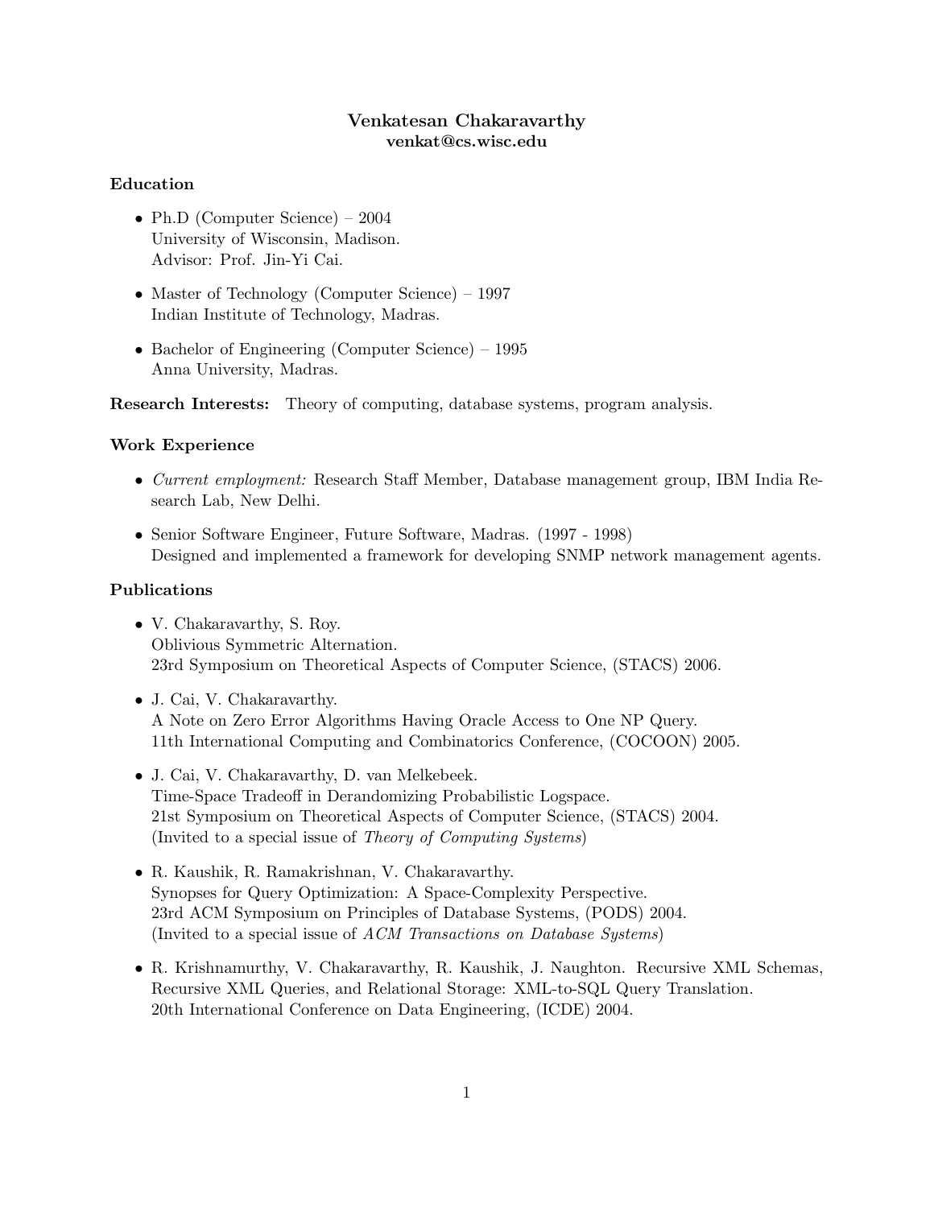# Venkatesan Chakaravarthy
**venkat@cs.wisc.edu**

## Education

- Ph.D (Computer Science) – 2004
  University of Wisconsin, Madison.
  Advisor: Prof. Jin-Yi Cai.

- Master of Technology (Computer Science) – 1997
  Indian Institute of Technology, Madras.

- Bachelor of Engineering (Computer Science) – 1995
  Anna University, Madras.

**Research Interests:** Theory of computing, database systems, program analysis.

## Work Experience

- *Current employment:* Research Staff Member, Database management group, IBM India Research Lab, New Delhi.

- Senior Software Engineer, Future Software, Madras. (1997 - 1998)
  Designed and implemented a framework for developing SNMP network management agents.

## Publications

- V. Chakaravarthy, S. Roy.
  Oblivious Symmetric Alternation.
  23rd Symposium on Theoretical Aspects of Computer Science, (STACS) 2006.

- J. Cai, V. Chakaravarthy.
  A Note on Zero Error Algorithms Having Oracle Access to One NP Query.
  11th International Computing and Combinatorics Conference, (COCOON) 2005.

- J. Cai, V. Chakaravarthy, D. van Melkebeek.
  Time-Space Tradeoff in Derandomizing Probabilistic Logspace.
  21st Symposium on Theoretical Aspects of Computer Science, (STACS) 2004.
  (Invited to a special issue of *Theory of Computing Systems*)

- R. Kaushik, R. Ramakrishnan, V. Chakaravarthy.
  Synopses for Query Optimization: A Space-Complexity Perspective.
  23rd ACM Symposium on Principles of Database Systems, (PODS) 2004.
  (Invited to a special issue of *ACM Transactions on Database Systems*)

- R. Krishnamurthy, V. Chakaravarthy, R. Kaushik, J. Naughton. Recursive XML Schemas, Recursive XML Queries, and Relational Storage: XML-to-SQL Query Translation.
  20th International Conference on Data Engineering, (ICDE) 2004.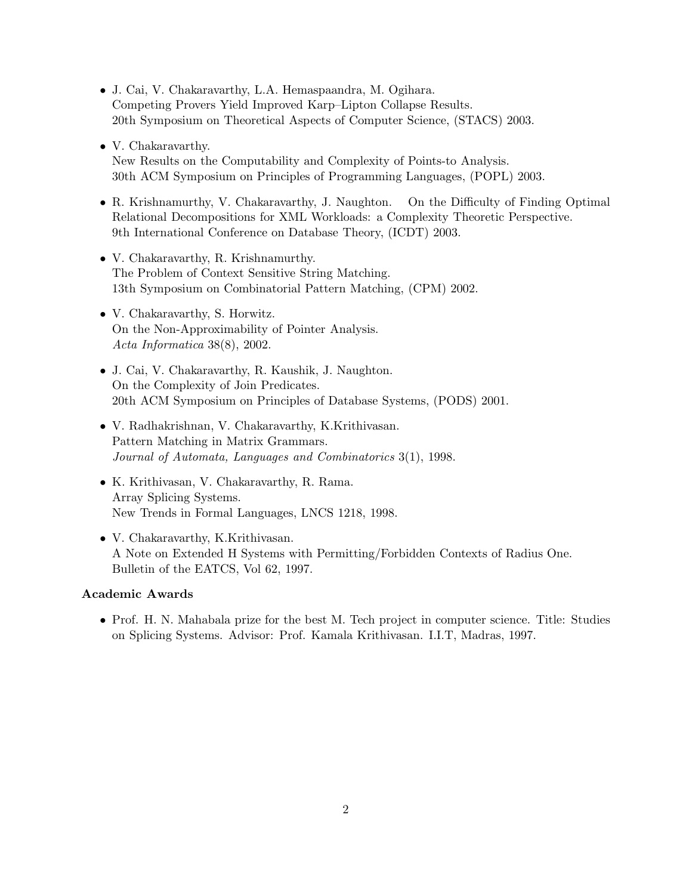- J. Cai, V. Chakaravarthy, L.A. Hemaspaandra, M. Ogihara.
  Competing Provers Yield Improved Karp–Lipton Collapse Results.
  20th Symposium on Theoretical Aspects of Computer Science, (STACS) 2003.

- V. Chakaravarthy.
  New Results on the Computability and Complexity of Points-to Analysis.
  30th ACM Symposium on Principles of Programming Languages, (POPL) 2003.

- R. Krishnamurthy, V. Chakaravarthy, J. Naughton. On the Difficulty of Finding Optimal Relational Decompositions for XML Workloads: a Complexity Theoretic Perspective.
  9th International Conference on Database Theory, (ICDT) 2003.

- V. Chakaravarthy, R. Krishnamurthy.
  The Problem of Context Sensitive String Matching.
  13th Symposium on Combinatorial Pattern Matching, (CPM) 2002.

- V. Chakaravarthy, S. Horwitz.
  On the Non-Approximability of Pointer Analysis.
  *Acta Informatica* 38(8), 2002.

- J. Cai, V. Chakaravarthy, R. Kaushik, J. Naughton.
  On the Complexity of Join Predicates.
  20th ACM Symposium on Principles of Database Systems, (PODS) 2001.

- V. Radhakrishnan, V. Chakaravarthy, K.Krithivasan.
  Pattern Matching in Matrix Grammars.
  *Journal of Automata, Languages and Combinatorics* 3(1), 1998.

- K. Krithivasan, V. Chakaravarthy, R. Rama.
  Array Splicing Systems.
  New Trends in Formal Languages, LNCS 1218, 1998.

- V. Chakaravarthy, K.Krithivasan.
  A Note on Extended H Systems with Permitting/Forbidden Contexts of Radius One.
  Bulletin of the EATCS, Vol 62, 1997.

### Academic Awards

- Prof. H. N. Mahabala prize for the best M. Tech project in computer science. Title: Studies on Splicing Systems. Advisor: Prof. Kamala Krithivasan. I.I.T, Madras, 1997.